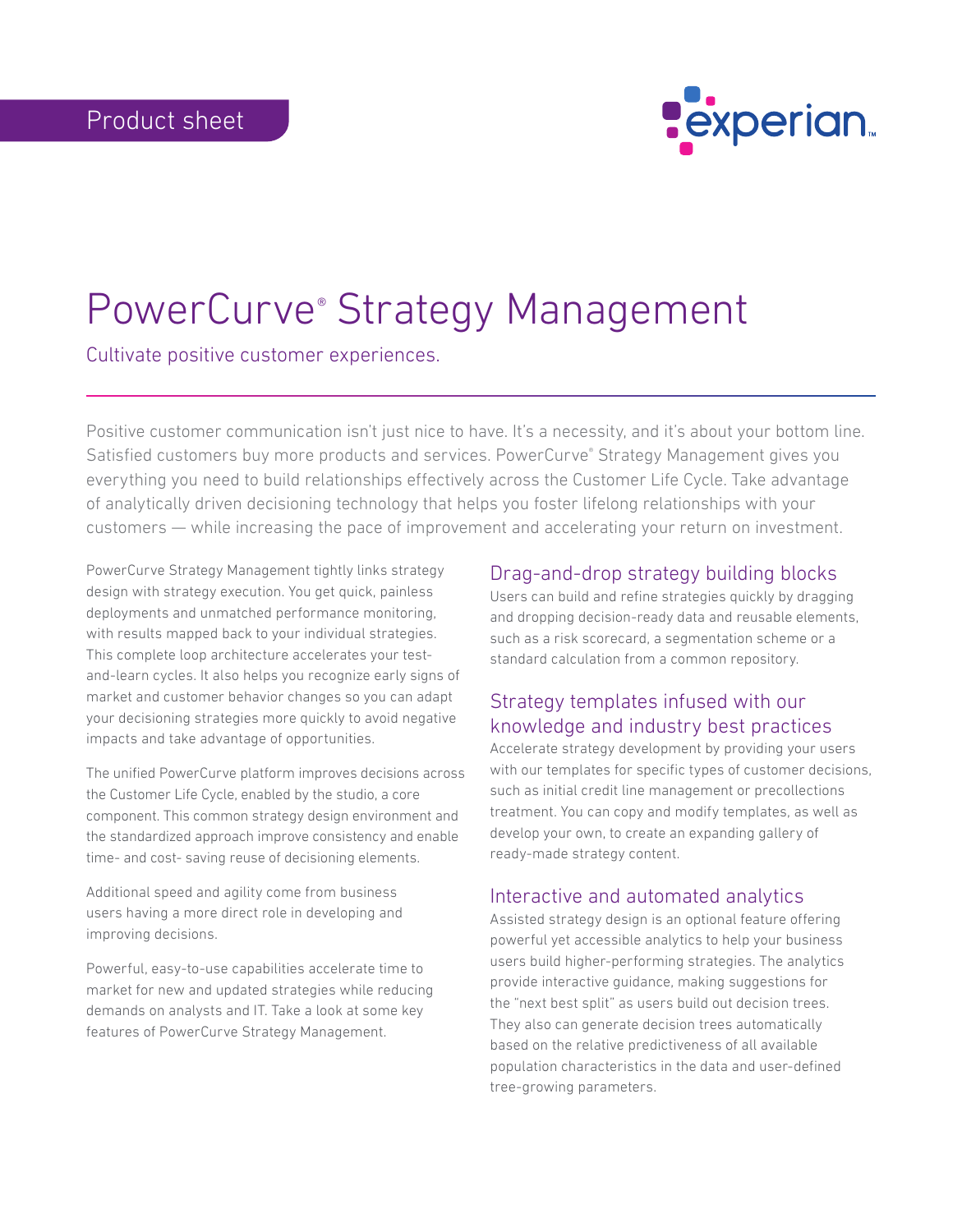Product sheet

# PowerCurve® Strategy Management

Cultivate positive customer experiences.

Positive customer communication isn't just nice to have. It's a necessity, and it's about your bottom line. Satisfied customers buy more products and services. PowerCurve® Strategy Management gives you everything you need to build relationships effectively across the Customer Life Cycle. Take advantage of analytically driven decisioning technology that helps you foster lifelong relationships with your customers — while increasing the pace of improvement and accelerating your return on investment.

PowerCurve Strategy Management tightly links strategy design with strategy execution. You get quick, painless deployments and unmatched performance monitoring, with results mapped back to your individual strategies. This complete loop architecture accelerates your test-and-learn cycles. It also helps you recognize early signs of market and customer behavior changes so you can adapt your decisioning strategies more quickly to avoid negative impacts and take advantage of opportunities.

The unified PowerCurve platform improves decisions across the Customer Life Cycle, enabled by the studio, a core component. This common strategy design environment and the standardized approach improve consistency and enable time- and cost- saving reuse of decisioning elements.

Additional speed and agility come from business users having a more direct role in developing and improving decisions.

Powerful, easy-to-use capabilities accelerate time to market for new and updated strategies while reducing demands on analysts and IT. Take a look at some key features of PowerCurve Strategy Management.

## Drag-and-drop strategy building blocks

Users can build and refine strategies quickly by dragging and dropping decision-ready data and reusable elements, such as a risk scorecard, a segmentation scheme or a standard calculation from a common repository.

## Strategy templates infused with our knowledge and industry best practices

Accelerate strategy development by providing your users with our templates for specific types of customer decisions, such as initial credit line management or precollections treatment. You can copy and modify templates, as well as develop your own, to create an expanding gallery of ready-made strategy content.

## Interactive and automated analytics

Assisted strategy design is an optional feature offering powerful yet accessible analytics to help your business users build higher-performing strategies. The analytics provide interactive guidance, making suggestions for the "next best split" as users build out decision trees. They also can generate decision trees automatically based on the relative predictiveness of all available population characteristics in the data and user-defined tree-growing parameters.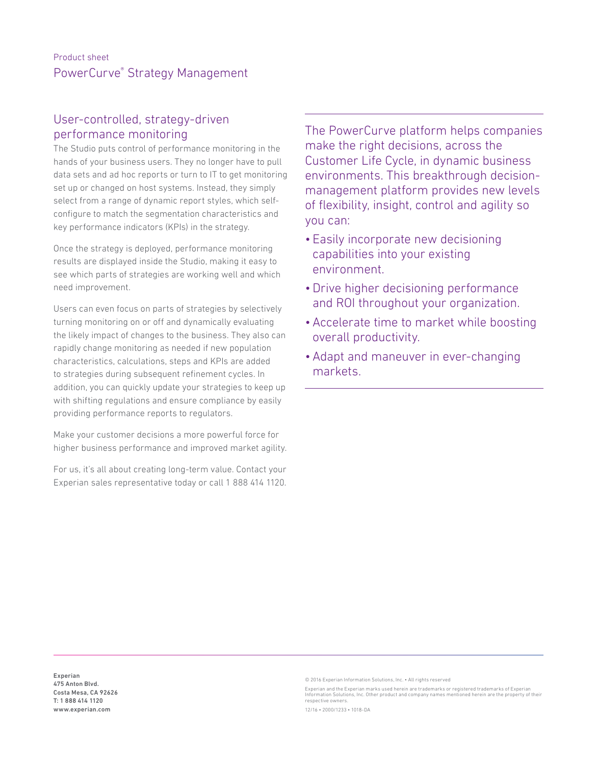## User-controlled, strategy-driven performance monitoring

The Studio puts control of performance monitoring in the hands of your business users. They no longer have to pull data sets and ad hoc reports or turn to IT to get monitoring set up or changed on host systems. Instead, they simply select from a range of dynamic report styles, which self-configure to match the segmentation characteristics and key performance indicators (KPIs) in the strategy.

Once the strategy is deployed, performance monitoring results are displayed inside the Studio, making it easy to see which parts of strategies are working well and which need improvement.

Users can even focus on parts of strategies by selectively turning monitoring on or off and dynamically evaluating the likely impact of changes to the business. They also can rapidly change monitoring as needed if new population characteristics, calculations, steps and KPIs are added to strategies during subsequent refinement cycles. In addition, you can quickly update your strategies to keep up with shifting regulations and ensure compliance by easily providing performance reports to regulators.

Make your customer decisions a more powerful force for higher business performance and improved market agility.

For us, it's all about creating long-term value. Contact your Experian sales representative today or call 1 888 414 1120.

The PowerCurve platform helps companies make the right decisions, across the Customer Life Cycle, in dynamic business environments. This breakthrough decision-management platform provides new levels of flexibility, insight, control and agility so you can:

- Easily incorporate new decisioning capabilities into your existing environment.
- Drive higher decisioning performance and ROI throughout your organization.
- Accelerate time to market while boosting overall productivity.
- Adapt and maneuver in ever-changing markets.

**Experian**
**475 Anton Blvd.**
**Costa Mesa, CA 92626**
**T: 1 888 414 1120**
**www.experian.com**

© 2016 Experian Information Solutions, Inc. • All rights reserved

Experian and the Experian marks used herein are trademarks or registered trademarks of Experian Information Solutions, Inc. Other product and company names mentioned herein are the property of their respective owners.

12/16 • 2000/1233 • 1018-DA